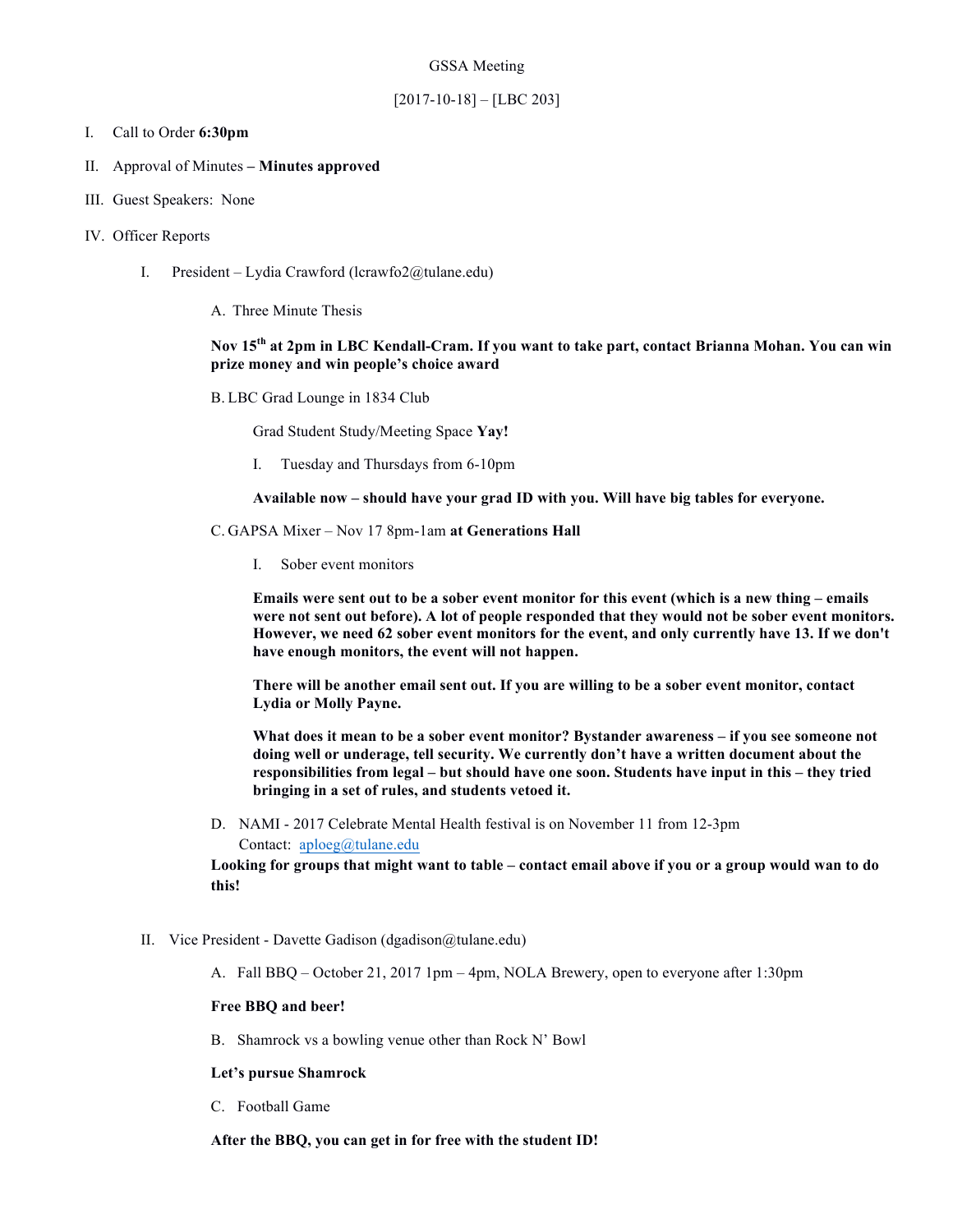GSSA Meeting

[2017-10-18] – [LBC 203]

I. Call to Order **6:30pm**

II. Approval of Minutes **– Minutes approved**

III. Guest Speakers: None

IV. Officer Reports

  I. President – Lydia Crawford (lcrawfo2@tulane.edu)

    A. Three Minute Thesis

    **Nov 15th at 2pm in LBC Kendall-Cram. If you want to take part, contact Brianna Mohan. You can win prize money and win people's choice award**

    B. LBC Grad Lounge in 1834 Club

      Grad Student Study/Meeting Space **Yay!**

      I. Tuesday and Thursdays from 6-10pm

      **Available now – should have your grad ID with you. Will have big tables for everyone.**

    C. GAPSA Mixer – Nov 17 8pm-1am **at Generations Hall**

      I. Sober event monitors

      **Emails were sent out to be a sober event monitor for this event (which is a new thing – emails were not sent out before). A lot of people responded that they would not be sober event monitors. However, we need 62 sober event monitors for the event, and only currently have 13. If we don't have enough monitors, the event will not happen.**

      **There will be another email sent out. If you are willing to be a sober event monitor, contact Lydia or Molly Payne.**

      **What does it mean to be a sober event monitor? Bystander awareness – if you see someone not doing well or underage, tell security. We currently don't have a written document about the responsibilities from legal – but should have one soon. Students have input in this – they tried bringing in a set of rules, and students vetoed it.**

    D. NAMI - 2017 Celebrate Mental Health festival is on November 11 from 12-3pm
    Contact: aploeg@tulane.edu

    **Looking for groups that might want to table – contact email above if you or a group would wan to do this!**

  II. Vice President - Davette Gadison (dgadison@tulane.edu)

    A. Fall BBQ – October 21, 2017 1pm – 4pm, NOLA Brewery, open to everyone after 1:30pm

    **Free BBQ and beer!**

    B. Shamrock vs a bowling venue other than Rock N' Bowl

    **Let's pursue Shamrock**

    C. Football Game

    **After the BBQ, you can get in for free with the student ID!**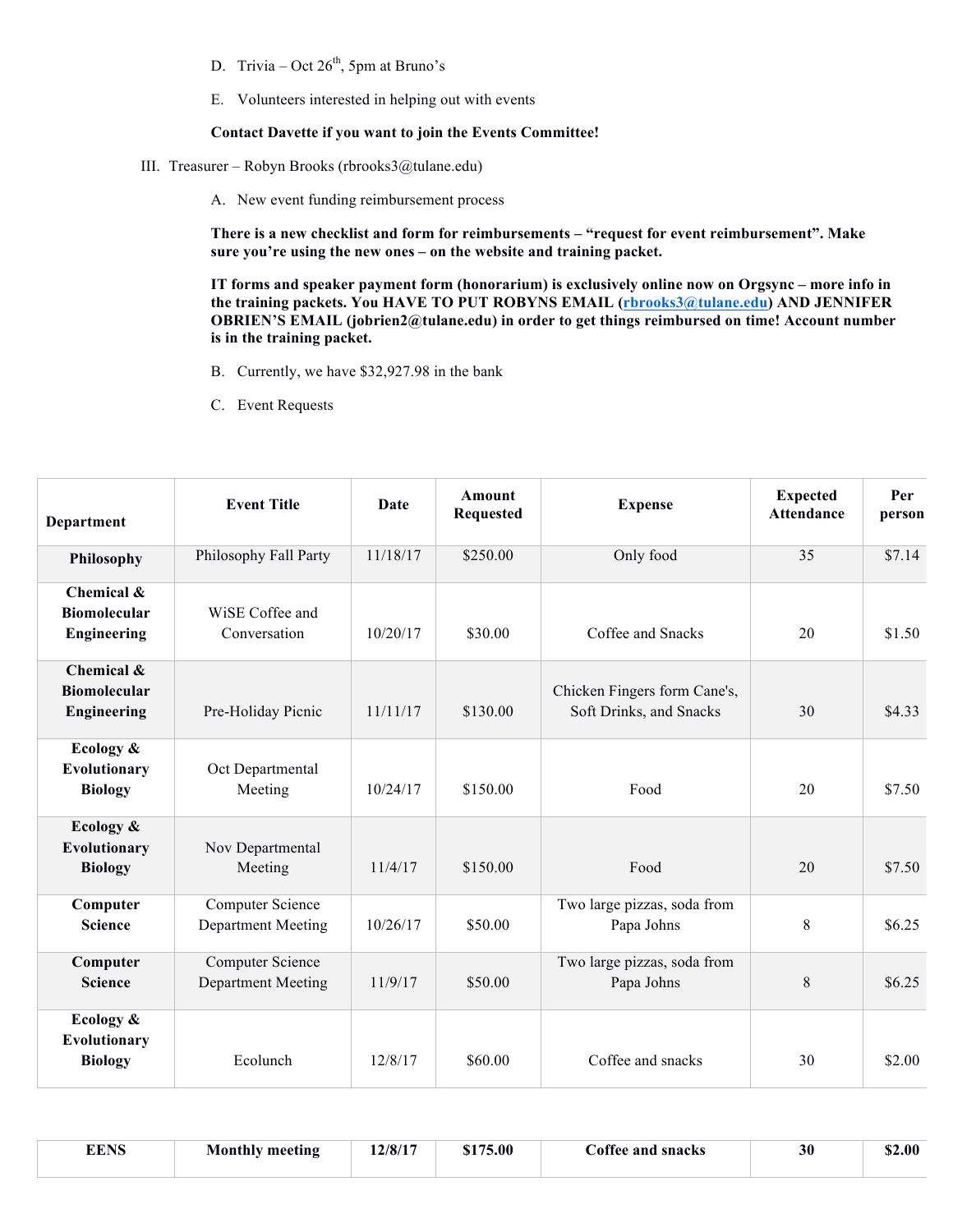D. Trivia – Oct 26th, 5pm at Bruno's

E. Volunteers interested in helping out with events

**Contact Davette if you want to join the Events Committee!**

III. Treasurer – Robyn Brooks (rbrooks3@tulane.edu)

A. New event funding reimbursement process

**There is a new checklist and form for reimbursements – "request for event reimbursement". Make sure you're using the new ones – on the website and training packet.**

**IT forms and speaker payment form (honorarium) is exclusively online now on Orgsync – more info in the training packets. You HAVE TO PUT ROBYNS EMAIL (rbrooks3@tulane.edu) AND JENNIFER OBRIEN'S EMAIL (jobrien2@tulane.edu) in order to get things reimbursed on time! Account number is in the training packet.**

B. Currently, we have $32,927.98 in the bank

C. Event Requests

| Department | Event Title | Date | Amount Requested | Expense | Expected Attendance | Per person |
|---|---|---|---|---|---|---|
| **Philosophy** | Philosophy Fall Party | 11/18/17 | $250.00 | Only food | 35 | $7.14 |
| **Chemical & Biomolecular Engineering** | WiSE Coffee and Conversation | 10/20/17 | $30.00 | Coffee and Snacks | 20 | $1.50 |
| **Chemical & Biomolecular Engineering** | Pre-Holiday Picnic | 11/11/17 | $130.00 | Chicken Fingers form Cane's, Soft Drinks, and Snacks | 30 | $4.33 |
| **Ecology & Evolutionary Biology** | Oct Departmental Meeting | 10/24/17 | $150.00 | Food | 20 | $7.50 |
| **Ecology & Evolutionary Biology** | Nov Departmental Meeting | 11/4/17 | $150.00 | Food | 20 | $7.50 |
| **Computer Science** | Computer Science Department Meeting | 10/26/17 | $50.00 | Two large pizzas, soda from Papa Johns | 8 | $6.25 |
| **Computer Science** | Computer Science Department Meeting | 11/9/17 | $50.00 | Two large pizzas, soda from Papa Johns | 8 | $6.25 |
| **Ecology & Evolutionary Biology** | Ecolunch | 12/8/17 | $60.00 | Coffee and snacks | 30 | $2.00 |
| **EENS** | **Monthly meeting** | **12/8/17** | **$175.00** | **Coffee and snacks** | **30** | **$2.00** |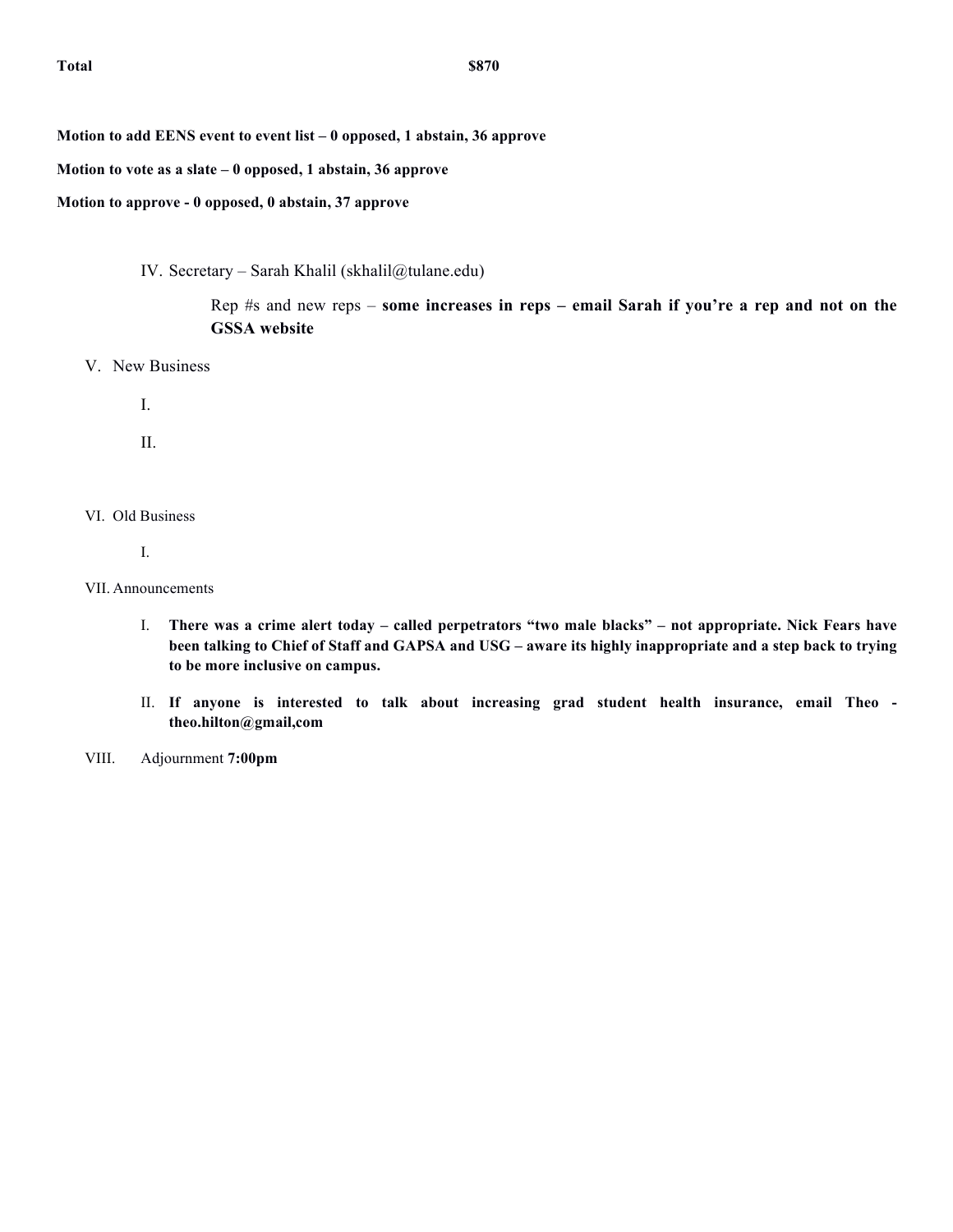**Total** **$870**

**Motion to add EENS event to event list – 0 opposed, 1 abstain, 36 approve**

**Motion to vote as a slate – 0 opposed, 1 abstain, 36 approve**

**Motion to approve - 0 opposed, 0 abstain, 37 approve**

IV. Secretary – Sarah Khalil (skhalil@tulane.edu)

Rep #s and new reps – **some increases in reps – email Sarah if you're a rep and not on the GSSA website**

V. New Business

I.

II.

VI. Old Business

I.

VII. Announcements

I. **There was a crime alert today – called perpetrators "two male blacks" – not appropriate. Nick Fears have been talking to Chief of Staff and GAPSA and USG – aware its highly inappropriate and a step back to trying to be more inclusive on campus.**

II. **If anyone is interested to talk about increasing grad student health insurance, email Theo - theo.hilton@gmail,com**

VIII. Adjournment **7:00pm**